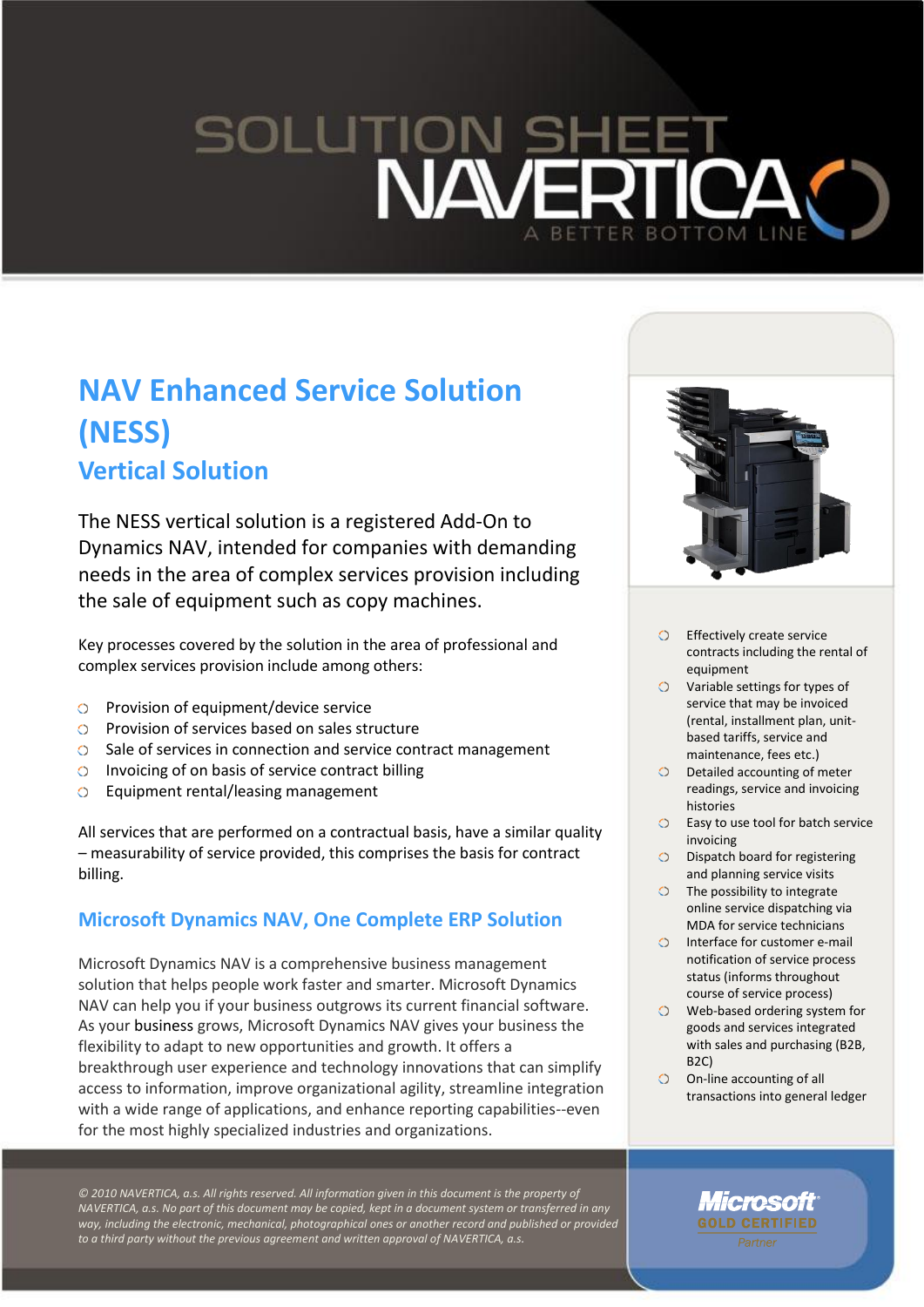# SOLUTION SHEET

# NAVERTICA

A BETTER BOTTOM LINE

## NAV Enhanced Service Solution (NESS)

### Vertical Solution

The NESS vertical solution is a registered Add-On to Dynamics NAV, intended for companies with demanding needs in the area of complex services provision including the sale of equipment such as copy machines.

Key processes covered by the solution in the area of professional and complex services provision include among others:

- Provision of equipment/device service
- Provision of services based on sales structure
- Sale of services in connection and service contract management
- Invoicing of on basis of service contract billing
- Equipment rental/leasing management

All services that are performed on a contractual basis, have a similar quality – measurability of service provided, this comprises the basis for contract billing.

### Microsoft Dynamics NAV, One Complete ERP Solution

Microsoft Dynamics NAV is a comprehensive business management solution that helps people work faster and smarter. Microsoft Dynamics NAV can help you if your business outgrows its current financial software. As your business grows, Microsoft Dynamics NAV gives your business the flexibility to adapt to new opportunities and growth. It offers a breakthrough user experience and technology innovations that can simplify access to information, improve organizational agility, streamline integration with a wide range of applications, and enhance reporting capabilities--even for the most highly specialized industries and organizations.

- Effectively create service contracts including the rental of equipment
- Variable settings for types of service that may be invoiced (rental, installment plan, unit-based tariffs, service and maintenance, fees etc.)
- Detailed accounting of meter readings, service and invoicing histories
- Easy to use tool for batch service invoicing
- Dispatch board for registering and planning service visits
- The possibility to integrate online service dispatching via MDA for service technicians
- Interface for customer e-mail notification of service process status (informs throughout course of service process)
- Web-based ordering system for goods and services integrated with sales and purchasing (B2B, B2C)
- On-line accounting of all transactions into general ledger

*© 2010 NAVERTICA, a.s. All rights reserved. All information given in this document is the property of NAVERTICA, a.s. No part of this document may be copied, kept in a document system or transferred in any way, including the electronic, mechanical, photographical ones or another record and published or provided to a third party without the previous agreement and written approval of NAVERTICA, a.s.*

Microsoft GOLD CERTIFIED Partner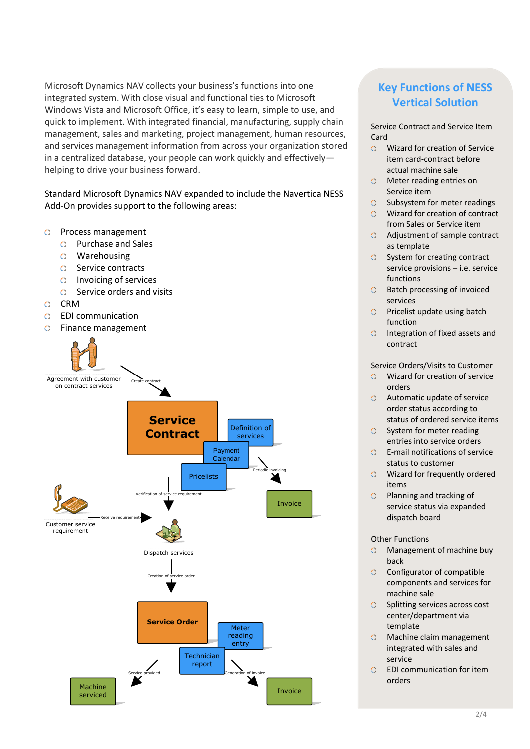Microsoft Dynamics NAV collects your business's functions into one integrated system. With close visual and functional ties to Microsoft Windows Vista and Microsoft Office, it's easy to learn, simple to use, and quick to implement. With integrated financial, manufacturing, supply chain management, sales and marketing, project management, human resources, and services management information from across your organization stored in a centralized database, your people can work quickly and effectively—helping to drive your business forward.

Standard Microsoft Dynamics NAV expanded to include the Navertica NESS Add-On provides support to the following areas:

- Process management
  - Purchase and Sales
  - Warehousing
  - Service contracts
  - Invoicing of services
  - Service orders and visits
- CRM
- EDI communication
- Finance management

Agreement with customer on contract services

Create contract

Service Contract

Definition of services

Payment Calendar

Pricelists

Periodic invoicing

Invoice

Verification of service requirement

Customer service requirement

Receive requirements

Dispatch services

Creation of service order

Service Order

Meter reading entry

Technician report

Service provided

Generation of invoice

Machine serviced

Invoice

## Key Functions of NESS Vertical Solution

Service Contract and Service Item Card

- Wizard for creation of Service item card-contract before actual machine sale
- Meter reading entries on Service item
- Subsystem for meter readings
- Wizard for creation of contract from Sales or Service item
- Adjustment of sample contract as template
- System for creating contract service provisions – i.e. service functions
- Batch processing of invoiced services
- Pricelist update using batch function
- Integration of fixed assets and contract

Service Orders/Visits to Customer

- Wizard for creation of service orders
- Automatic update of service order status according to status of ordered service items
- System for meter reading entries into service orders
- E-mail notifications of service status to customer
- Wizard for frequently ordered items
- Planning and tracking of service status via expanded dispatch board

Other Functions

- Management of machine buy back
- Configurator of compatible components and services for machine sale
- Splitting services across cost center/department via template
- Machine claim management integrated with sales and service
- EDI communication for item orders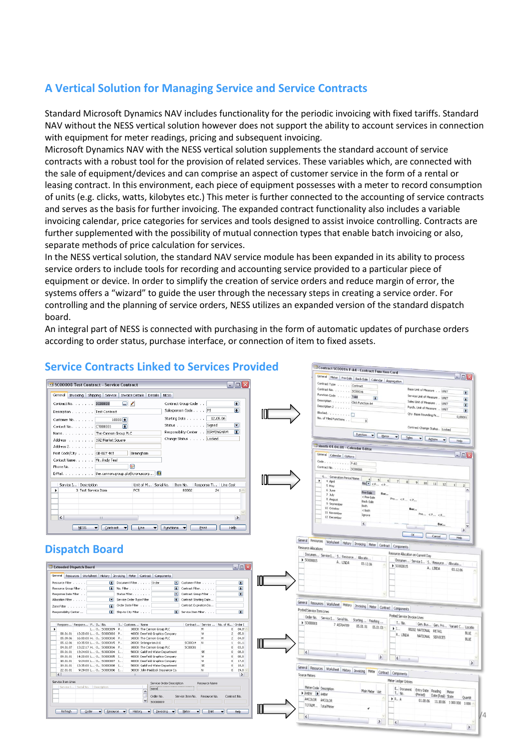## A Vertical Solution for Managing Service and Service Contracts

Standard Microsoft Dynamics NAV includes functionality for the periodic invoicing with fixed tariffs. Standard NAV without the NESS vertical solution however does not support the ability to account services in connection with equipment for meter readings, pricing and subsequent invoicing.

Microsoft Dynamics NAV with the NESS vertical solution supplements the standard account of service contracts with a robust tool for the provision of related services. These variables which, are connected with the sale of equipment/devices and can comprise an aspect of customer service in the form of a rental or leasing contract. In this environment, each piece of equipment possesses with a meter to record consumption of units (e.g. clicks, watts, kilobytes etc.) This meter is further connected to the accounting of service contracts and serves as the basis for further invoicing. The expanded contract functionality also includes a variable invoicing calendar, price categories for services and tools designed to assist invoice controlling. Contracts are further supplemented with the possibility of mutual connection types that enable batch invoicing or also, separate methods of price calculation for services.

In the NESS vertical solution, the standard NAV service module has been expanded in its ability to process service orders to include tools for recording and accounting service provided to a particular piece of equipment or device. In order to simplify the creation of service orders and reduce margin of error, the systems offers a "wizard" to guide the user through the necessary steps in creating a service order. For controlling and the planning of service orders, NESS utilizes an expanded version of the standard dispatch board.

An integral part of NESS is connected with purchasing in the form of automatic updates of purchase orders according to order status, purchase interface, or connection of item to fixed assets.

## Service Contracts Linked to Services Provided

## Dispatch Board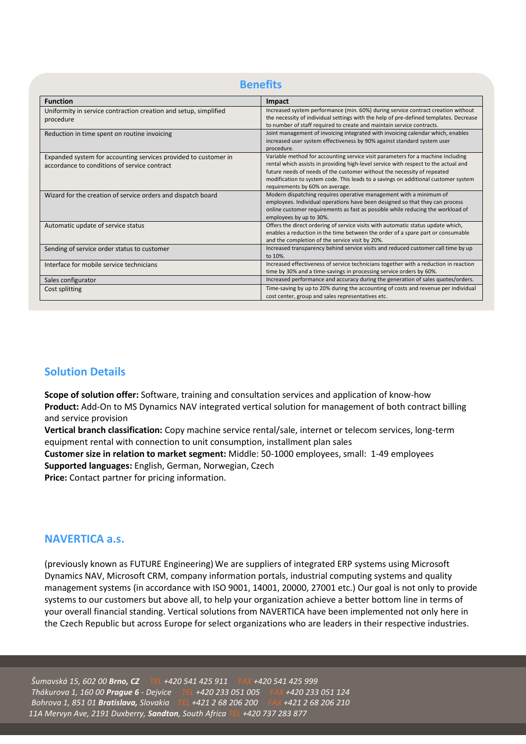## Benefits

| Function | Impact |
|---|---|
| Uniformity in service contraction creation and setup, simplified procedure | Increased system performance (min. 60%) during service contract creation without the necessity of individual settings with the help of pre-defined templates. Decrease to number of staff required to create and maintain service contracts. |
| Reduction in time spent on routine invoicing | Joint management of invoicing integrated with invoicing calendar which, enables increased user system effectiveness by 90% against standard system user procedure. |
| Expanded system for accounting services provided to customer in accordance to conditions of service contract | Variable method for accounting service visit parameters for a machine including rental which assists in providing high-level service with respect to the actual and future needs of needs of the customer without the necessity of repeated modification to system code. This leads to a savings on additional customer system requirements by 60% on average. |
| Wizard for the creation of service orders and dispatch board | Modern dispatching requires operative management with a minimum of employees. Individual operations have been designed so that they can process online customer requirements as fast as possible while reducing the workload of employees by up to 30%. |
| Automatic update of service status | Offers the direct ordering of service visits with automatic status update which, enables a reduction in the time between the order of a spare part or consumable and the completion of the service visit by 20%. |
| Sending of service order status to customer | Increased transparency behind service visits and reduced customer call time by up to 10%. |
| Interface for mobile service technicians | Increased effectiveness of service technicians together with a reduction in reaction time by 30% and a time-savings in processing service orders by 60%. |
| Sales configurator | Increased performance and accuracy during the generation of sales quotes/orders. |
| Cost splitting | Time-saving by up to 20% during the accounting of costs and revenue per individual cost center, group and sales representatives etc. |

## Solution Details

**Scope of solution offer:** Software, training and consultation services and application of know-how
**Product:** Add-On to MS Dynamics NAV integrated vertical solution for management of both contract billing and service provision
**Vertical branch classification:** Copy machine service rental/sale, internet or telecom services, long-term equipment rental with connection to unit consumption, installment plan sales
**Customer size in relation to market segment:** Middle: 50-1000 employees, small: 1-49 employees
**Supported languages:** English, German, Norwegian, Czech
**Price:** Contact partner for pricing information.

## NAVERTICA a.s.

(previously known as FUTURE Engineering) We are suppliers of integrated ERP systems using Microsoft Dynamics NAV, Microsoft CRM, company information portals, industrial computing systems and quality management systems (in accordance with ISO 9001, 14001, 20000, 27001 etc.) Our goal is not only to provide systems to our customers but above all, to help your organization achieve a better bottom line in terms of your overall financial standing. Vertical solutions from NAVERTICA have been implemented not only here in the Czech Republic but across Europe for select organizations who are leaders in their respective industries.

*Šumavská 15, 602 00 **Brno, CZ** TEL +420 541 425 911 FAX +420 541 425 999*
*Thákurova 1, 160 00 **Prague 6** - Dejvice TEL +420 233 051 005 FAX +420 233 051 124*
*Bohrova 1, 851 01 **Bratislava,** Slovakia TEL +421 2 68 206 200 FAX +421 2 68 206 210*
*11A Mervyn Ave, 2191 Duxberry, **Sandton**, South Africa TEL +420 737 283 877*